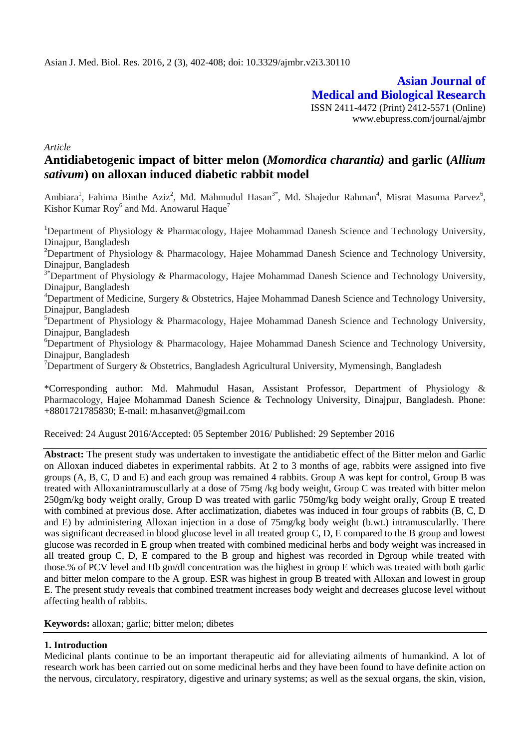Asian J. Med. Biol. Res. 2016, 2 (3), 402-408; doi: 10.3329/ajmbr.v2i3.30110

**Asian Journal of Medical and Biological Research**

ISSN 2411-4472 (Print) 2412-5571 (Online)
www.ebupress.com/journal/ajmbr

*Article*

# Antidiabetogenic impact of bitter melon (*Momordica charantia)* and garlic (*Allium sativum*) on alloxan induced diabetic rabbit model

Ambiara[1], Fahima Binthe Aziz[2], Md. Mahmudul Hasan[3*], Md. Shajedur Rahman[4], Misrat Masuma Parvez[6], Kishor Kumar Roy[6] and Md. Anowarul Haque[7]

[1]Department of Physiology & Pharmacology, Hajee Mohammad Danesh Science and Technology University, Dinajpur, Bangladesh

[2]Department of Physiology & Pharmacology, Hajee Mohammad Danesh Science and Technology University, Dinajpur, Bangladesh

[3*]Department of Physiology & Pharmacology, Hajee Mohammad Danesh Science and Technology University, Dinajpur, Bangladesh

[4]Department of Medicine, Surgery & Obstetrics, Hajee Mohammad Danesh Science and Technology University, Dinajpur, Bangladesh

[5]Department of Physiology & Pharmacology, Hajee Mohammad Danesh Science and Technology University, Dinajpur, Bangladesh

[6]Department of Physiology & Pharmacology, Hajee Mohammad Danesh Science and Technology University, Dinajpur, Bangladesh

[7]Department of Surgery & Obstetrics, Bangladesh Agricultural University, Mymensingh, Bangladesh

*Corresponding author: Md. Mahmudul Hasan, Assistant Professor, Department of Physiology & Pharmacology, Hajee Mohammad Danesh Science & Technology University, Dinajpur, Bangladesh. Phone: +8801721785830; E-mail: m.hasanvet@gmail.com

Received: 24 August 2016/Accepted: 05 September 2016/ Published: 29 September 2016

**Abstract:** The present study was undertaken to investigate the antidiabetic effect of the Bitter melon and Garlic on Alloxan induced diabetes in experimental rabbits. At 2 to 3 months of age, rabbits were assigned into five groups (A, B, C, D and E) and each group was remained 4 rabbits. Group A was kept for control, Group B was treated with Alloxanintramuscullarly at a dose of 75mg /kg body weight, Group C was treated with bitter melon 250gm/kg body weight orally, Group D was treated with garlic 750mg/kg body weight orally, Group E treated with combined at previous dose. After acclimatization, diabetes was induced in four groups of rabbits (B, C, D and E) by administering Alloxan injection in a dose of 75mg/kg body weight (b.wt.) intramuscularlly. There was significant decreased in blood glucose level in all treated group C, D, E compared to the B group and lowest glucose was recorded in E group when treated with combined medicinal herbs and body weight was increased in all treated group C, D, E compared to the B group and highest was recorded in Dgroup while treated with those.% of PCV level and Hb gm/dl concentration was the highest in group E which was treated with both garlic and bitter melon compare to the A group. ESR was highest in group B treated with Alloxan and lowest in group E. The present study reveals that combined treatment increases body weight and decreases glucose level without affecting health of rabbits.

**Keywords:** alloxan; garlic; bitter melon; dibetes

## 1. Introduction

Medicinal plants continue to be an important therapeutic aid for alleviating ailments of humankind. A lot of research work has been carried out on some medicinal herbs and they have been found to have definite action on the nervous, circulatory, respiratory, digestive and urinary systems; as well as the sexual organs, the skin, vision,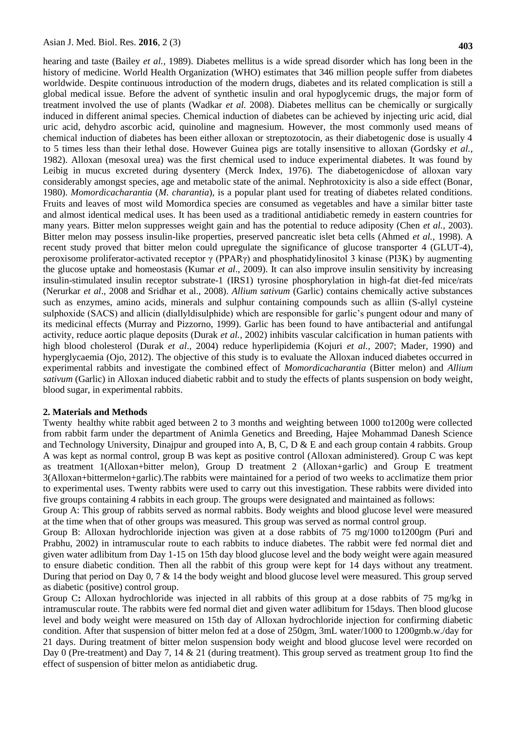hearing and taste (Bailey *et al.,* 1989). Diabetes mellitus is a wide spread disorder which has long been in the history of medicine. World Health Organization (WHO) estimates that 346 million people suffer from diabetes worldwide. Despite continuous introduction of the modern drugs, diabetes and its related complication is still a global medical issue. Before the advent of synthetic insulin and oral hypoglycemic drugs, the major form of treatment involved the use of plants (Wadkar *et al.* 2008). Diabetes mellitus can be chemically or surgically induced in different animal species. Chemical induction of diabetes can be achieved by injecting uric acid, dial uric acid, dehydro ascorbic acid, quinoline and magnesium. However, the most commonly used means of chemical induction of diabetes has been either alloxan or streptozotocin, as their diabetogenic dose is usually 4 to 5 times less than their lethal dose. However Guinea pigs are totally insensitive to alloxan (Gordsky *et al.,* 1982). Alloxan (mesoxal urea) was the first chemical used to induce experimental diabetes. It was found by Leibig in mucus excreted during dysentery (Merck Index, 1976). The diabetogenicdose of alloxan vary considerably amongst species, age and metabolic state of the animal. Nephrotoxicity is also a side effect (Bonar, 1980). *Momordicacharantia* (*M. charantia*), is a popular plant used for treating of diabetes related conditions. Fruits and leaves of most wild Momordica species are consumed as vegetables and have a similar bitter taste and almost identical medical uses. It has been used as a traditional antidiabetic remedy in eastern countries for many years. Bitter melon suppresses weight gain and has the potential to reduce adiposity (Chen *et al.,* 2003). Bitter melon may possess insulin-like properties, preserved pancreatic islet beta cells (Ahmed *et al.,* 1998). A recent study proved that bitter melon could upregulate the significance of glucose transporter 4 (GLUT-4), peroxisome proliferator-activated receptor γ (PPARγ) and phosphatidylinositol 3 kinase (PI3K) by augmenting the glucose uptake and homeostasis (Kumar *et al*., 2009). It can also improve insulin sensitivity by increasing insulin-stimulated insulin receptor substrate-1 (IRS1) tyrosine phosphorylation in high-fat diet-fed mice/rats (Nerurkar *et al*., 2008 and Sridhar et al., 2008). *Allium sativum* (Garlic) contains chemically active substances such as enzymes, amino acids, minerals and sulphur containing compounds such as alliin (S-allyl cysteine sulphoxide (SACS) and allicin (diallyldisulphide) which are responsible for garlic's pungent odour and many of its medicinal effects (Murray and Pizzorno, 1999). Garlic has been found to have antibacterial and antifungal activity, reduce aortic plaque deposits (Durak *et al.,* 2002) inhibits vascular calcification in human patients with high blood cholesterol (Durak *et al*., 2004) reduce hyperlipidemia (Kojuri *et al.,* 2007; Mader, 1990) and hyperglycaemia (Ojo, 2012). The objective of this study is to evaluate the Alloxan induced diabetes occurred in experimental rabbits and investigate the combined effect of *Momordicacharantia* (Bitter melon) and *Allium sativum* (Garlic) in Alloxan induced diabetic rabbit and to study the effects of plants suspension on body weight, blood sugar, in experimental rabbits.

## 2. Materials and Methods

Twenty healthy white rabbit aged between 2 to 3 months and weighting between 1000 to1200g were collected from rabbit farm under the department of Animla Genetics and Breeding, Hajee Mohammad Danesh Science and Technology University, Dinajpur and grouped into A, B, C, D & E and each group contain 4 rabbits. Group A was kept as normal control, group B was kept as positive control (Alloxan administered). Group C was kept as treatment 1(Alloxan+bitter melon), Group D treatment 2 (Alloxan+garlic) and Group E treatment 3(Alloxan+bittermelon+garlic).The rabbits were maintained for a period of two weeks to acclimatize them prior to experimental uses. Twenty rabbits were used to carry out this investigation. These rabbits were divided into five groups containing 4 rabbits in each group. The groups were designated and maintained as follows:

Group A: This group of rabbits served as normal rabbits. Body weights and blood glucose level were measured at the time when that of other groups was measured. This group was served as normal control group.

Group B: Alloxan hydrochloride injection was given at a dose rabbits of 75 mg/1000 to1200gm (Puri and Prabhu, 2002) in intramuscular route to each rabbits to induce diabetes. The rabbit were fed normal diet and given water adlibitum from Day 1-15 on 15th day blood glucose level and the body weight were again measured to ensure diabetic condition. Then all the rabbit of this group were kept for 14 days without any treatment. During that period on Day 0, 7 & 14 the body weight and blood glucose level were measured. This group served as diabetic (positive) control group.

Group C**:** Alloxan hydrochloride was injected in all rabbits of this group at a dose rabbits of 75 mg/kg in intramuscular route. The rabbits were fed normal diet and given water adlibitum for 15days. Then blood glucose level and body weight were measured on 15th day of Alloxan hydrochloride injection for confirming diabetic condition. After that suspension of bitter melon fed at a dose of 250gm, 3mL water/1000 to 1200gmb.w./day for 21 days. During treatment of bitter melon suspension body weight and blood glucose level were recorded on Day 0 (Pre-treatment) and Day 7, 14 & 21 (during treatment). This group served as treatment group 1to find the effect of suspension of bitter melon as antidiabetic drug.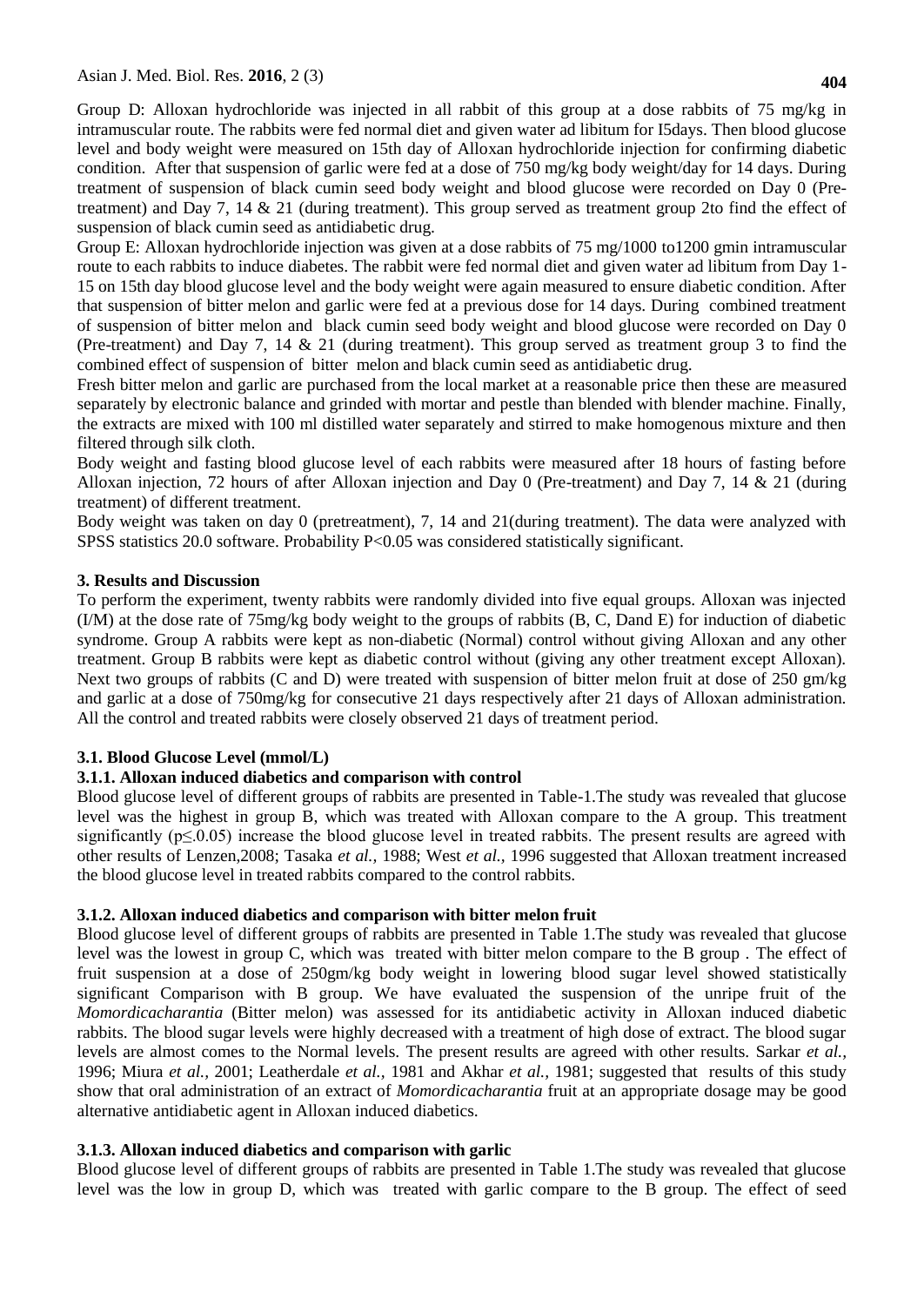Group D: Alloxan hydrochloride was injected in all rabbit of this group at a dose rabbits of 75 mg/kg in intramuscular route. The rabbits were fed normal diet and given water ad libitum for I5days. Then blood glucose level and body weight were measured on 15th day of Alloxan hydrochloride injection for confirming diabetic condition. After that suspension of garlic were fed at a dose of 750 mg/kg body weight/day for 14 days. During treatment of suspension of black cumin seed body weight and blood glucose were recorded on Day 0 (Pre-treatment) and Day 7, 14 & 21 (during treatment). This group served as treatment group 2to find the effect of suspension of black cumin seed as antidiabetic drug.

Group E: Alloxan hydrochloride injection was given at a dose rabbits of 75 mg/1000 to1200 gmin intramuscular route to each rabbits to induce diabetes. The rabbit were fed normal diet and given water ad libitum from Day 1-15 on 15th day blood glucose level and the body weight were again measured to ensure diabetic condition. After that suspension of bitter melon and garlic were fed at a previous dose for 14 days. During combined treatment of suspension of bitter melon and black cumin seed body weight and blood glucose were recorded on Day 0 (Pre-treatment) and Day 7, 14 & 21 (during treatment). This group served as treatment group 3 to find the combined effect of suspension of bitter melon and black cumin seed as antidiabetic drug.

Fresh bitter melon and garlic are purchased from the local market at a reasonable price then these are measured separately by electronic balance and grinded with mortar and pestle than blended with blender machine. Finally, the extracts are mixed with 100 ml distilled water separately and stirred to make homogenous mixture and then filtered through silk cloth.

Body weight and fasting blood glucose level of each rabbits were measured after 18 hours of fasting before Alloxan injection, 72 hours of after Alloxan injection and Day 0 (Pre-treatment) and Day 7, 14 & 21 (during treatment) of different treatment.

Body weight was taken on day 0 (pretreatment), 7, 14 and 21(during treatment). The data were analyzed with SPSS statistics 20.0 software. Probability $P<0.05$ was considered statistically significant.

## 3. Results and Discussion

To perform the experiment, twenty rabbits were randomly divided into five equal groups. Alloxan was injected (I/M) at the dose rate of 75mg/kg body weight to the groups of rabbits (B, C, Dand E) for induction of diabetic syndrome. Group A rabbits were kept as non-diabetic (Normal) control without giving Alloxan and any other treatment. Group B rabbits were kept as diabetic control without (giving any other treatment except Alloxan). Next two groups of rabbits (C and D) were treated with suspension of bitter melon fruit at dose of 250 gm/kg and garlic at a dose of 750mg/kg for consecutive 21 days respectively after 21 days of Alloxan administration. All the control and treated rabbits were closely observed 21 days of treatment period.

### 3.1. Blood Glucose Level (mmol/L)

#### 3.1.1. Alloxan induced diabetics and comparison with control

Blood glucose level of different groups of rabbits are presented in Table-1.The study was revealed that glucose level was the highest in group B, which was treated with Alloxan compare to the A group. This treatment significantly ($p\leq.0.05$) increase the blood glucose level in treated rabbits. The present results are agreed with other results of Lenzen,2008; Tasaka *et al.,* 1988; West *et al.,* 1996 suggested that Alloxan treatment increased the blood glucose level in treated rabbits compared to the control rabbits.

#### 3.1.2. Alloxan induced diabetics and comparison with bitter melon fruit

Blood glucose level of different groups of rabbits are presented in Table 1.The study was revealed that glucose level was the lowest in group C, which was treated with bitter melon compare to the B group . The effect of fruit suspension at a dose of 250gm/kg body weight in lowering blood sugar level showed statistically significant Comparison with B group. We have evaluated the suspension of the unripe fruit of the *Momordicacharantia* (Bitter melon) was assessed for its antidiabetic activity in Alloxan induced diabetic rabbits. The blood sugar levels were highly decreased with a treatment of high dose of extract. The blood sugar levels are almost comes to the Normal levels. The present results are agreed with other results. Sarkar *et al.,* 1996; Miura *et al.,* 2001; Leatherdale *et al.,* 1981 and Akhar *et al.,* 1981; suggested that results of this study show that oral administration of an extract of *Momordicacharantia* fruit at an appropriate dosage may be good alternative antidiabetic agent in Alloxan induced diabetics.

#### 3.1.3. Alloxan induced diabetics and comparison with garlic

Blood glucose level of different groups of rabbits are presented in Table 1.The study was revealed that glucose level was the low in group D, which was treated with garlic compare to the B group. The effect of seed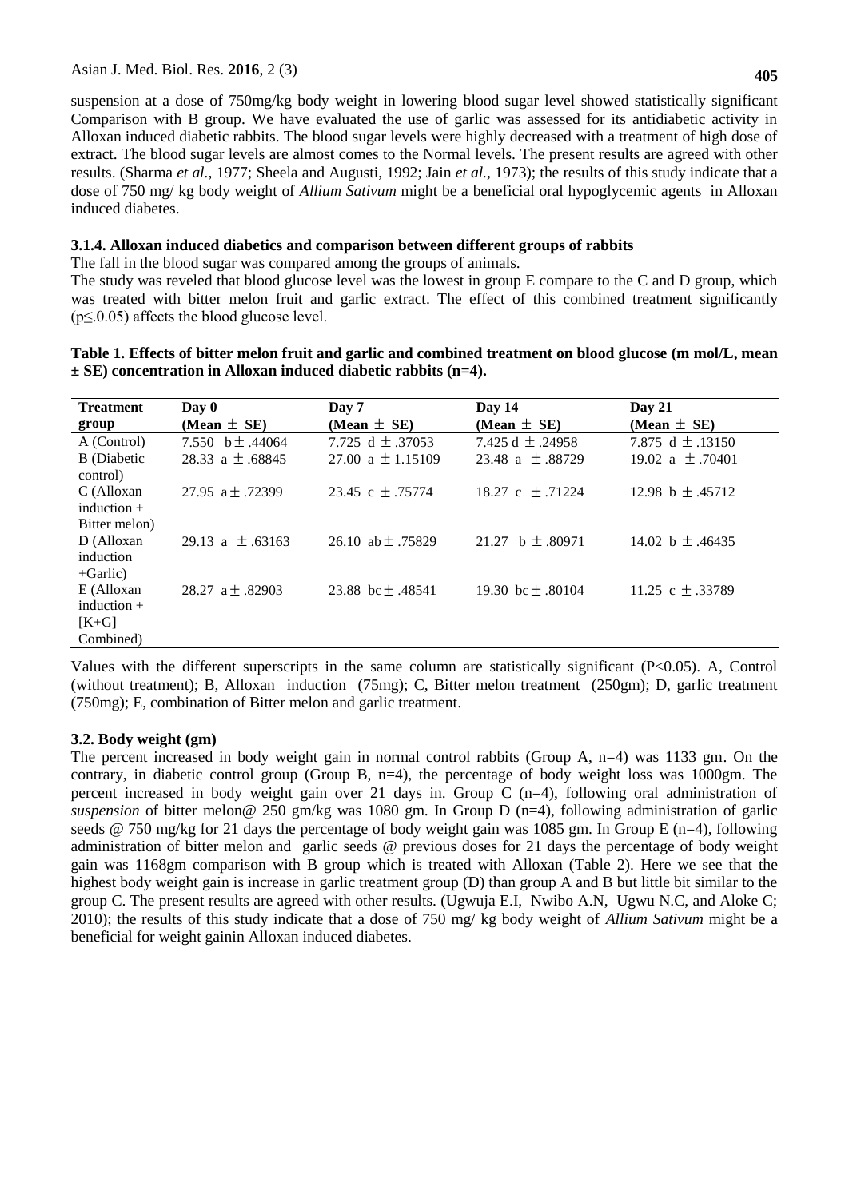suspension at a dose of 750mg/kg body weight in lowering blood sugar level showed statistically significant Comparison with B group. We have evaluated the use of garlic was assessed for its antidiabetic activity in Alloxan induced diabetic rabbits. The blood sugar levels were highly decreased with a treatment of high dose of extract. The blood sugar levels are almost comes to the Normal levels. The present results are agreed with other results. (Sharma *et al.,* 1977; Sheela and Augusti, 1992; Jain *et al.,* 1973); the results of this study indicate that a dose of 750 mg/ kg body weight of *Allium Sativum* might be a beneficial oral hypoglycemic agents in Alloxan induced diabetes.

### 3.1.4. Alloxan induced diabetics and comparison between different groups of rabbits

The fall in the blood sugar was compared among the groups of animals.

The study was reveled that blood glucose level was the lowest in group E compare to the C and D group, which was treated with bitter melon fruit and garlic extract. The effect of this combined treatment significantly ($p \leq .0.05$) affects the blood glucose level.

**Table 1. Effects of bitter melon fruit and garlic and combined treatment on blood glucose (m mol/L, mean ± SE) concentration in Alloxan induced diabetic rabbits (n=4).**

| Treatment group | Day 0 (Mean ± SE) | Day 7 (Mean ± SE) | Day 14 (Mean ± SE) | Day 21 (Mean ± SE) |
|---|---|---|---|---|
| A (Control) | 7.550 b ± .44064 | 7.725 d ± .37053 | 7.425 d ± .24958 | 7.875 d ± .13150 |
| B (Diabetic control) | 28.33 a ± .68845 | 27.00 a ± 1.15109 | 23.48 a ± .88729 | 19.02 a ± .70401 |
| C (Alloxan induction + Bitter melon) | 27.95 a ± .72399 | 23.45 c ± .75774 | 18.27 c ± .71224 | 12.98 b ± .45712 |
| D (Alloxan induction +Garlic) | 29.13 a ± .63163 | 26.10 ab ± .75829 | 21.27 b ± .80971 | 14.02 b ± .46435 |
| E (Alloxan induction + [K+G] Combined) | 28.27 a ± .82903 | 23.88 bc ± .48541 | 19.30 bc ± .80104 | 11.25 c ± .33789 |

Values with the different superscripts in the same column are statistically significant ($P<0.05$). A, Control (without treatment); B, Alloxan induction (75mg); C, Bitter melon treatment (250gm); D, garlic treatment (750mg); E, combination of Bitter melon and garlic treatment.

## 3.2. Body weight (gm)

The percent increased in body weight gain in normal control rabbits (Group A, n=4) was 1133 gm. On the contrary, in diabetic control group (Group B, n=4), the percentage of body weight loss was 1000gm. The percent increased in body weight gain over 21 days in. Group C (n=4), following oral administration of *suspension* of bitter melon@ 250 gm/kg was 1080 gm. In Group D (n=4), following administration of garlic seeds @ 750 mg/kg for 21 days the percentage of body weight gain was 1085 gm. In Group E (n=4), following administration of bitter melon and garlic seeds @ previous doses for 21 days the percentage of body weight gain was 1168gm comparison with B group which is treated with Alloxan (Table 2). Here we see that the highest body weight gain is increase in garlic treatment group (D) than group A and B but little bit similar to the group C. The present results are agreed with other results. (Ugwuja E.I, Nwibo A.N, Ugwu N.C, and Aloke C; 2010); the results of this study indicate that a dose of 750 mg/ kg body weight of *Allium Sativum* might be a beneficial for weight gainin Alloxan induced diabetes.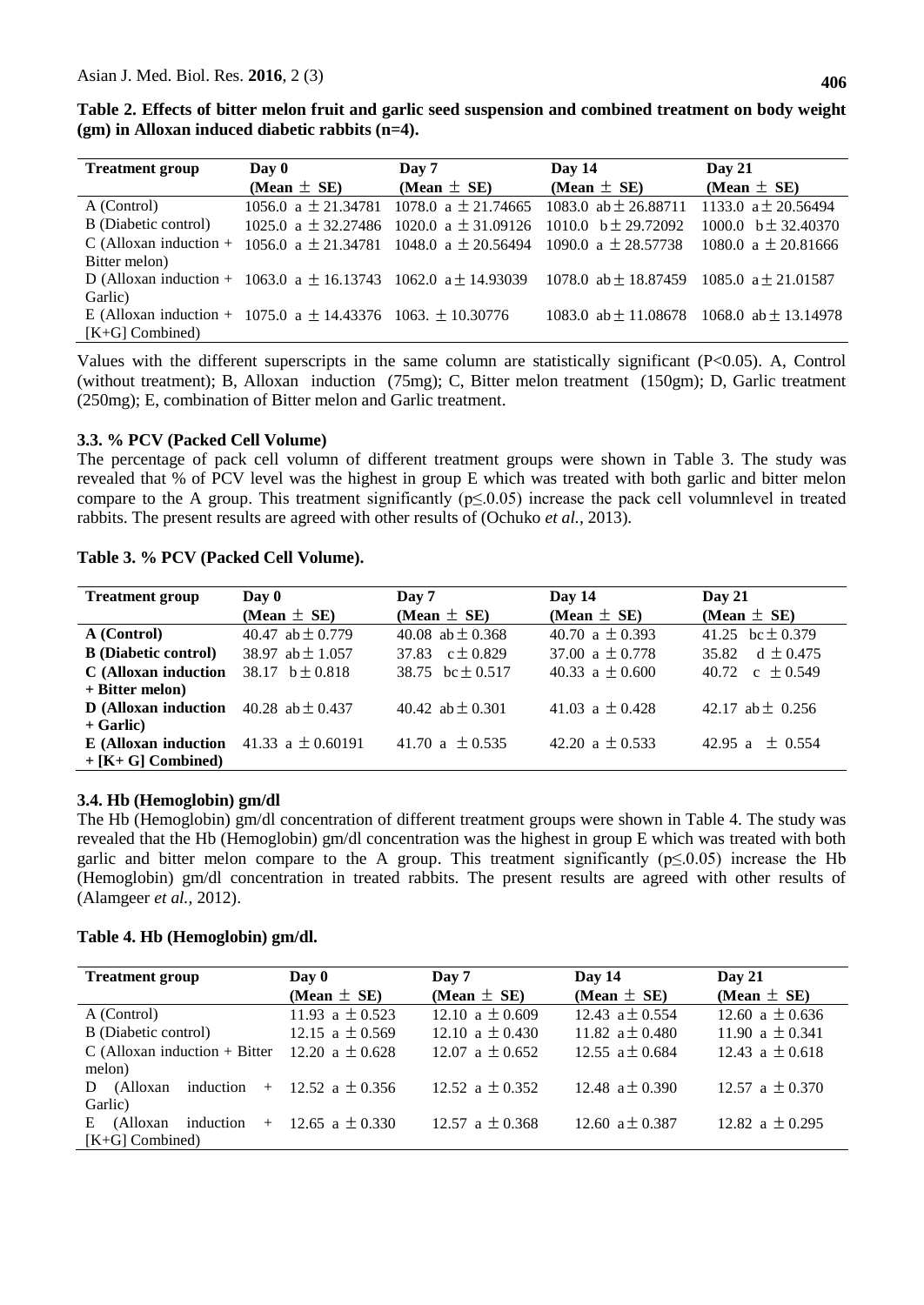**Table 2. Effects of bitter melon fruit and garlic seed suspension and combined treatment on body weight (gm) in Alloxan induced diabetic rabbits (n=4).**

| Treatment group | Day 0 (Mean ± SE) | Day 7 (Mean ± SE) | Day 14 (Mean ± SE) | Day 21 (Mean ± SE) |
|---|---|---|---|---|
| A (Control) | 1056.0 a ± 21.34781 | 1078.0 a ± 21.74665 | 1083.0 ab ± 26.88711 | 1133.0 a ± 20.56494 |
| B (Diabetic control) | 1025.0 a ± 32.27486 | 1020.0 a ± 31.09126 | 1010.0 b ± 29.72092 | 1000.0 b ± 32.40370 |
| C (Alloxan induction + Bitter melon) | 1056.0 a ± 21.34781 | 1048.0 a ± 20.56494 | 1090.0 a ± 28.57738 | 1080.0 a ± 20.81666 |
| D (Alloxan induction + Garlic) | 1063.0 a ± 16.13743 | 1062.0 a ± 14.93039 | 1078.0 ab ± 18.87459 | 1085.0 a ± 21.01587 |
| E (Alloxan induction + [K+G] Combined) | 1075.0 a ± 14.43376 | 1063. ± 10.30776 | 1083.0 ab ± 11.08678 | 1068.0 ab ± 13.14978 |

Values with the different superscripts in the same column are statistically significant ($P<0.05$). A, Control (without treatment); B, Alloxan induction (75mg); C, Bitter melon treatment (150gm); D, Garlic treatment (250mg); E, combination of Bitter melon and Garlic treatment.

### 3.3. % PCV (Packed Cell Volume)

The percentage of pack cell volumn of different treatment groups were shown in Table 3. The study was revealed that % of PCV level was the highest in group E which was treated with both garlic and bitter melon compare to the A group. This treatment significantly ($p \leq .0.05$) increase the pack cell volumnlevel in treated rabbits. The present results are agreed with other results of (Ochuko *et al.,* 2013).

**Table 3. % PCV (Packed Cell Volume).**

| Treatment group | Day 0 (Mean ± SE) | Day 7 (Mean ± SE) | Day 14 (Mean ± SE) | Day 21 (Mean ± SE) |
|---|---|---|---|---|
| **A (Control)** | 40.47 ab ± 0.779 | 40.08 ab ± 0.368 | 40.70 a ± 0.393 | 41.25 bc ± 0.379 |
| **B (Diabetic control)** | 38.97 ab ± 1.057 | 37.83 c ± 0.829 | 37.00 a ± 0.778 | 35.82 d ± 0.475 |
| **C (Alloxan induction + Bitter melon)** | 38.17 b ± 0.818 | 38.75 bc ± 0.517 | 40.33 a ± 0.600 | 40.72 c ± 0.549 |
| **D (Alloxan induction + Garlic)** | 40.28 ab ± 0.437 | 40.42 ab ± 0.301 | 41.03 a ± 0.428 | 42.17 ab ± 0.256 |
| **E (Alloxan induction + [K+ G] Combined)** | 41.33 a ± 0.60191 | 41.70 a ± 0.535 | 42.20 a ± 0.533 | 42.95 a ± 0.554 |

### 3.4. Hb (Hemoglobin) gm/dl

The Hb (Hemoglobin) gm/dl concentration of different treatment groups were shown in Table 4. The study was revealed that the Hb (Hemoglobin) gm/dl concentration was the highest in group E which was treated with both garlic and bitter melon compare to the A group. This treatment significantly ($p \leq .0.05$) increase the Hb (Hemoglobin) gm/dl concentration in treated rabbits. The present results are agreed with other results of (Alamgeer *et al.,* 2012).

**Table 4. Hb (Hemoglobin) gm/dl.**

| Treatment group | Day 0 (Mean ± SE) | Day 7 (Mean ± SE) | Day 14 (Mean ± SE) | Day 21 (Mean ± SE) |
|---|---|---|---|---|
| A (Control) | 11.93 a ± 0.523 | 12.10 a ± 0.609 | 12.43 a ± 0.554 | 12.60 a ± 0.636 |
| B (Diabetic control) | 12.15 a ± 0.569 | 12.10 a ± 0.430 | 11.82 a ± 0.480 | 11.90 a ± 0.341 |
| C (Alloxan induction + Bitter melon) | 12.20 a ± 0.628 | 12.07 a ± 0.652 | 12.55 a ± 0.684 | 12.43 a ± 0.618 |
| D (Alloxan induction + Garlic) | 12.52 a ± 0.356 | 12.52 a ± 0.352 | 12.48 a ± 0.390 | 12.57 a ± 0.370 |
| E (Alloxan induction + [K+G] Combined) | 12.65 a ± 0.330 | 12.57 a ± 0.368 | 12.60 a ± 0.387 | 12.82 a ± 0.295 |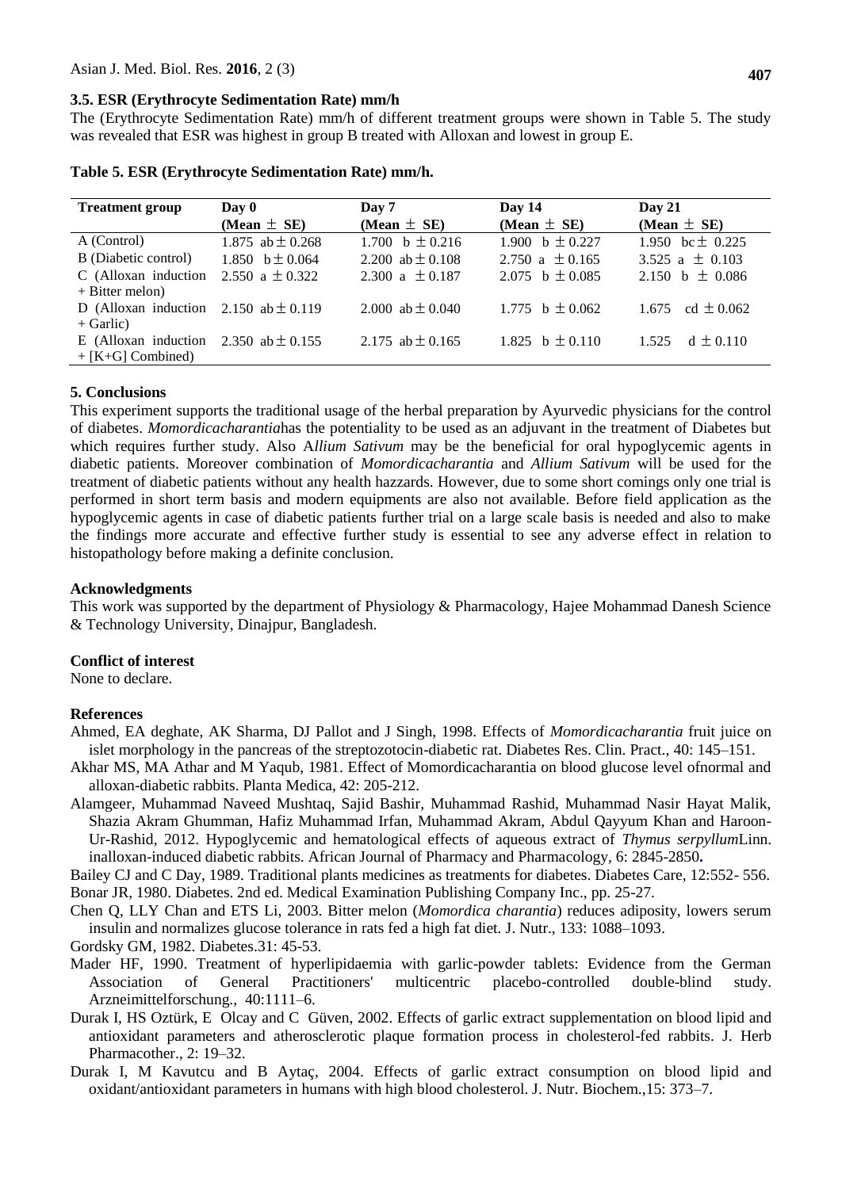### 3.5. ESR (Erythrocyte Sedimentation Rate) mm/h

The (Erythrocyte Sedimentation Rate) mm/h of different treatment groups were shown in Table 5. The study was revealed that ESR was highest in group B treated with Alloxan and lowest in group E.

**Table 5. ESR (Erythrocyte Sedimentation Rate) mm/h.**

| Treatment group | Day 0 (Mean ± SE) | Day 7 (Mean ± SE) | Day 14 (Mean ± SE) | Day 21 (Mean ± SE) |
|---|---|---|---|---|
| A (Control) | 1.875 ab ± 0.268 | 1.700 b ± 0.216 | 1.900 b ± 0.227 | 1.950 bc ± 0.225 |
| B (Diabetic control) | 1.850 b ± 0.064 | 2.200 ab ± 0.108 | 2.750 a ± 0.165 | 3.525 a ± 0.103 |
| C (Alloxan induction + Bitter melon) | 2.550 a ± 0.322 | 2.300 a ± 0.187 | 2.075 b ± 0.085 | 2.150 b ± 0.086 |
| D (Alloxan induction + Garlic) | 2.150 ab ± 0.119 | 2.000 ab ± 0.040 | 1.775 b ± 0.062 | 1.675 cd ± 0.062 |
| E (Alloxan induction + [K+G] Combined) | 2.350 ab ± 0.155 | 2.175 ab ± 0.165 | 1.825 b ± 0.110 | 1.525 d ± 0.110 |

## 5. Conclusions

This experiment supports the traditional usage of the herbal preparation by Ayurvedic physicians for the control of diabetes. *Momordicacharantia*has the potentiality to be used as an adjuvant in the treatment of Diabetes but which requires further study. Also A*llium Sativum* may be the beneficial for oral hypoglycemic agents in diabetic patients. Moreover combination of *Momordicacharantia* and *Allium Sativum* will be used for the treatment of diabetic patients without any health hazzards. However, due to some short comings only one trial is performed in short term basis and modern equipments are also not available. Before field application as the hypoglycemic agents in case of diabetic patients further trial on a large scale basis is needed and also to make the findings more accurate and effective further study is essential to see any adverse effect in relation to histopathology before making a definite conclusion.

## Acknowledgments

This work was supported by the department of Physiology & Pharmacology, Hajee Mohammad Danesh Science & Technology University, Dinajpur, Bangladesh.

## Conflict of interest

None to declare.

## References

Ahmed, EA deghate, AK Sharma, DJ Pallot and J Singh, 1998. Effects of *Momordicacharantia* fruit juice on islet morphology in the pancreas of the streptozotocin-diabetic rat. Diabetes Res. Clin. Pract., 40: 145–151.

Akhar MS, MA Athar and M Yaqub, 1981. Effect of Momordicacharantia on blood glucose level ofnormal and alloxan-diabetic rabbits. Planta Medica, 42: 205-212.

Alamgeer, Muhammad Naveed Mushtaq, Sajid Bashir, Muhammad Rashid, Muhammad Nasir Hayat Malik, Shazia Akram Ghumman, Hafiz Muhammad Irfan, Muhammad Akram, Abdul Qayyum Khan and Haroon-Ur-Rashid, 2012. Hypoglycemic and hematological effects of aqueous extract of *Thymus serpyllum*Linn. inalloxan-induced diabetic rabbits. African Journal of Pharmacy and Pharmacology, 6: 2845-2850**.**

Bailey CJ and C Day, 1989. Traditional plants medicines as treatments for diabetes. Diabetes Care, 12:552- 556.

Bonar JR, 1980. Diabetes. 2nd ed. Medical Examination Publishing Company Inc., pp. 25-27.

Chen Q, LLY Chan and ETS Li, 2003. Bitter melon (*Momordica charantia*) reduces adiposity, lowers serum insulin and normalizes glucose tolerance in rats fed a high fat diet. J. Nutr., 133: 1088–1093.

Gordsky GM, 1982. Diabetes.31: 45-53.

Mader HF, 1990. Treatment of hyperlipidaemia with garlic-powder tablets: Evidence from the German Association of General Practitioners' multicentric placebo-controlled double-blind study. Arzneimittelforschung., 40:1111–6.

Durak I, HS Oztürk, E Olcay and C Güven, 2002. Effects of garlic extract supplementation on blood lipid and antioxidant parameters and atherosclerotic plaque formation process in cholesterol-fed rabbits. J. Herb Pharmacother., 2: 19–32.

Durak I, M Kavutcu and B Aytaç, 2004. Effects of garlic extract consumption on blood lipid and oxidant/antioxidant parameters in humans with high blood cholesterol. J. Nutr. Biochem.,15: 373–7.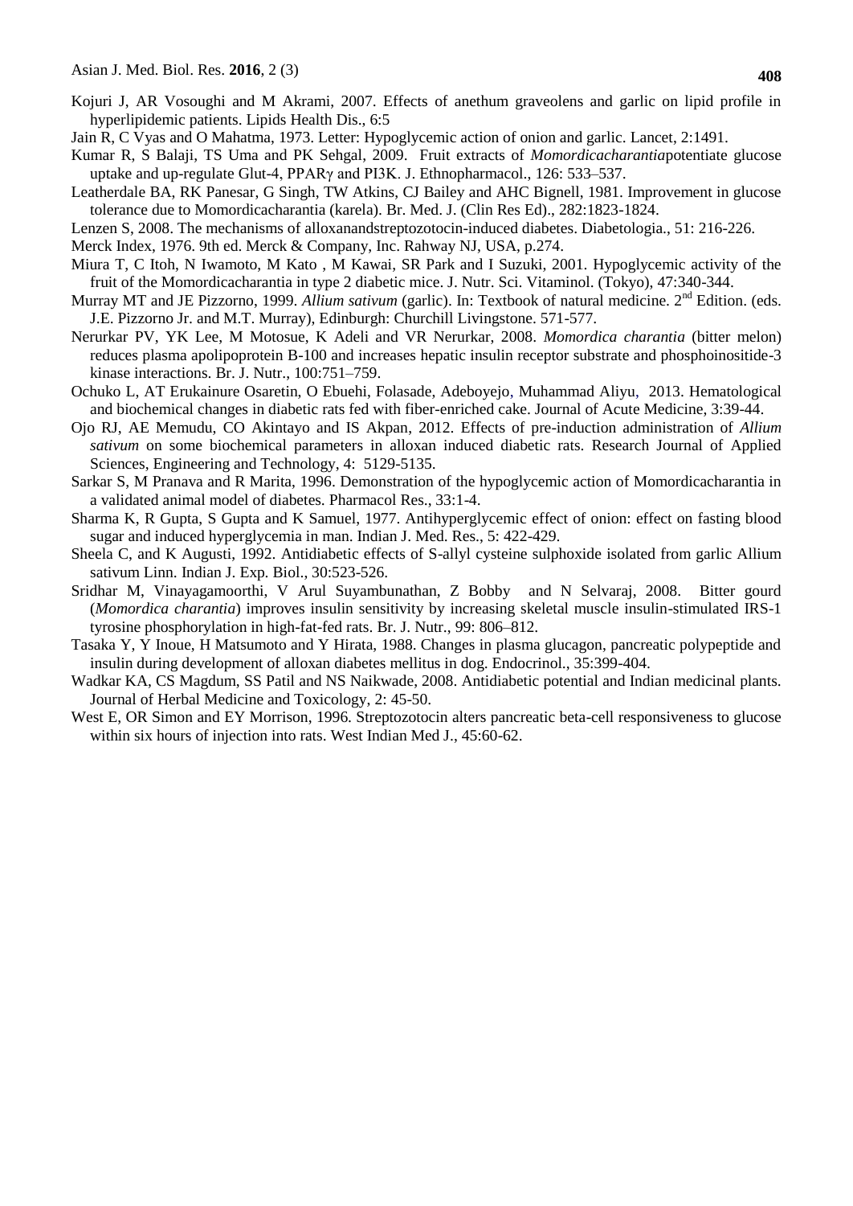Kojuri J, AR Vosoughi and M Akrami, 2007. Effects of anethum graveolens and garlic on lipid profile in hyperlipidemic patients. Lipids Health Dis., 6:5

Jain R, C Vyas and O Mahatma, 1973. Letter: Hypoglycemic action of onion and garlic. Lancet, 2:1491.

Kumar R, S Balaji, TS Uma and PK Sehgal, 2009. Fruit extracts of *Momordicacharantia*potentiate glucose uptake and up-regulate Glut-4, PPARγ and PI3K. J. Ethnopharmacol., 126: 533–537.

Leatherdale BA, RK Panesar, G Singh, TW Atkins, CJ Bailey and AHC Bignell, 1981. Improvement in glucose tolerance due to Momordicacharantia (karela). Br. Med. J. (Clin Res Ed)., 282:1823-1824.

Lenzen S, 2008. The mechanisms of alloxanandstreptozotocin-induced diabetes. Diabetologia., 51: 216-226.

Merck Index, 1976. 9th ed. Merck & Company, Inc. Rahway NJ, USA, p.274.

Miura T, C Itoh, N Iwamoto, M Kato , M Kawai, SR Park and I Suzuki, 2001. Hypoglycemic activity of the fruit of the Momordicacharantia in type 2 diabetic mice. J. Nutr. Sci. Vitaminol. (Tokyo), 47:340-344.

Murray MT and JE Pizzorno, 1999. *Allium sativum* (garlic). In: Textbook of natural medicine. 2nd Edition. (eds. J.E. Pizzorno Jr. and M.T. Murray), Edinburgh: Churchill Livingstone. 571-577.

Nerurkar PV, YK Lee, M Motosue, K Adeli and VR Nerurkar, 2008. *Momordica charantia* (bitter melon) reduces plasma apolipoprotein B-100 and increases hepatic insulin receptor substrate and phosphoinositide-3 kinase interactions. Br. J. Nutr., 100:751–759.

Ochuko L, AT Erukainure Osaretin, O Ebuehi, Folasade, Adeboyejo, Muhammad Aliyu, 2013. Hematological and biochemical changes in diabetic rats fed with fiber-enriched cake. Journal of Acute Medicine, 3:39-44.

Ojo RJ, AE Memudu, CO Akintayo and IS Akpan, 2012. Effects of pre-induction administration of *Allium sativum* on some biochemical parameters in alloxan induced diabetic rats. Research Journal of Applied Sciences, Engineering and Technology, 4: 5129-5135.

Sarkar S, M Pranava and R Marita, 1996. Demonstration of the hypoglycemic action of Momordicacharantia in a validated animal model of diabetes. Pharmacol Res., 33:1-4.

Sharma K, R Gupta, S Gupta and K Samuel, 1977. Antihyperglycemic effect of onion: effect on fasting blood sugar and induced hyperglycemia in man. Indian J. Med. Res., 5: 422-429.

Sheela C, and K Augusti, 1992. Antidiabetic effects of S-allyl cysteine sulphoxide isolated from garlic Allium sativum Linn. Indian J. Exp. Biol., 30:523-526.

Sridhar M, Vinayagamoorthi, V Arul Suyambunathan, Z Bobby and N Selvaraj, 2008. Bitter gourd (*Momordica charantia*) improves insulin sensitivity by increasing skeletal muscle insulin-stimulated IRS-1 tyrosine phosphorylation in high-fat-fed rats. Br. J. Nutr., 99: 806–812.

Tasaka Y, Y Inoue, H Matsumoto and Y Hirata, 1988. Changes in plasma glucagon, pancreatic polypeptide and insulin during development of alloxan diabetes mellitus in dog. Endocrinol., 35:399-404.

Wadkar KA, CS Magdum, SS Patil and NS Naikwade, 2008. Antidiabetic potential and Indian medicinal plants. Journal of Herbal Medicine and Toxicology, 2: 45-50.

West E, OR Simon and EY Morrison, 1996. Streptozotocin alters pancreatic beta-cell responsiveness to glucose within six hours of injection into rats. West Indian Med J., 45:60-62.